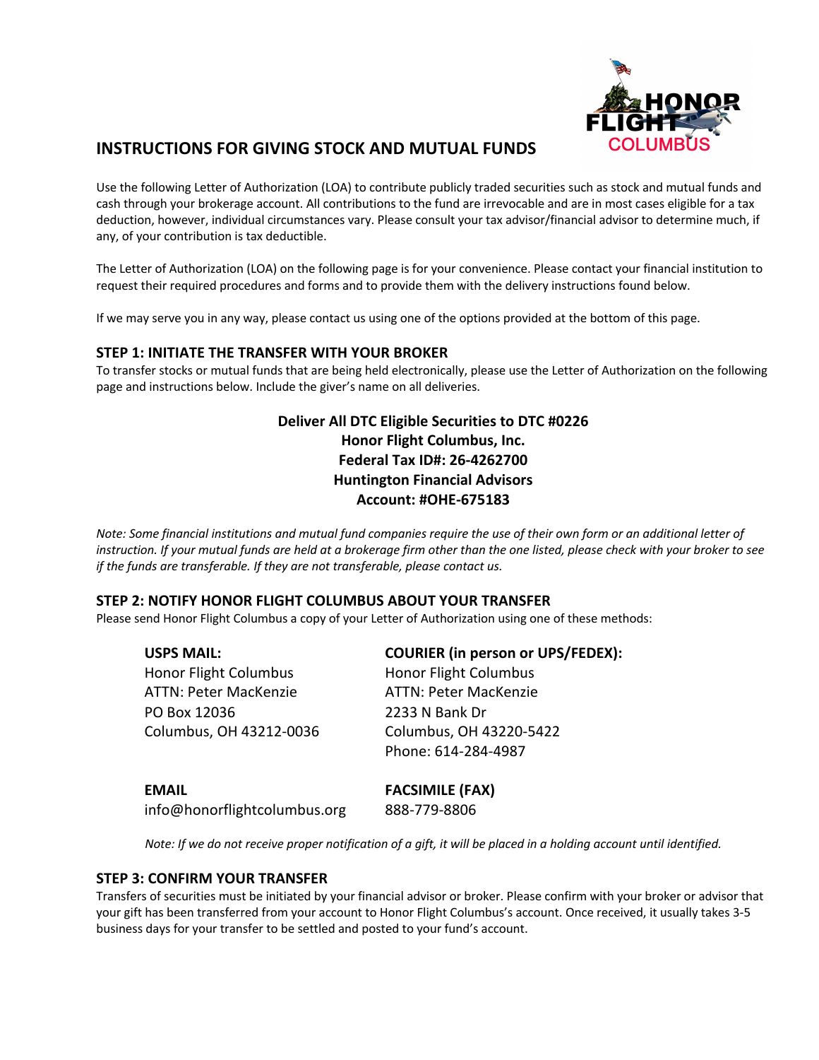# INSTRUCTIONS FOR GIVING STOCK AND MUTUAL FUNDS

Use the following Letter of Authorization (LOA) to contribute publicly traded securities such as stock and mutual funds and cash through your brokerage account. All contributions to the fund are irrevocable and are in most cases eligible for a tax deduction, however, individual circumstances vary. Please consult your tax advisor/financial advisor to determine much, if any, of your contribution is tax deductible.

The Letter of Authorization (LOA) on the following page is for your convenience. Please contact your financial institution to request their required procedures and forms and to provide them with the delivery instructions found below.

If we may serve you in any way, please contact us using one of the options provided at the bottom of this page.

## STEP 1: INITIATE THE TRANSFER WITH YOUR BROKER

To transfer stocks or mutual funds that are being held electronically, please use the Letter of Authorization on the following page and instructions below. Include the giver's name on all deliveries.

**Deliver All DTC Eligible Securities to DTC #0226**
**Honor Flight Columbus, Inc.**
**Federal Tax ID#: 26-4262700**
**Huntington Financial Advisors**
**Account: #OHE-675183**

*Note: Some financial institutions and mutual fund companies require the use of their own form or an additional letter of instruction. If your mutual funds are held at a brokerage firm other than the one listed, please check with your broker to see if the funds are transferable. If they are not transferable, please contact us.*

## STEP 2: NOTIFY HONOR FLIGHT COLUMBUS ABOUT YOUR TRANSFER

Please send Honor Flight Columbus a copy of your Letter of Authorization using one of these methods:

**USPS MAIL:**
Honor Flight Columbus
ATTN: Peter MacKenzie
PO Box 12036
Columbus, OH 43212-0036

**COURIER (in person or UPS/FEDEX):**
Honor Flight Columbus
ATTN: Peter MacKenzie
2233 N Bank Dr
Columbus, OH 43220-5422
Phone: 614-284-4987

**EMAIL**
info@honorflightcolumbus.org

**FACSIMILE (FAX)**
888-779-8806

*Note: If we do not receive proper notification of a gift, it will be placed in a holding account until identified.*

## STEP 3: CONFIRM YOUR TRANSFER

Transfers of securities must be initiated by your financial advisor or broker. Please confirm with your broker or advisor that your gift has been transferred from your account to Honor Flight Columbus's account. Once received, it usually takes 3-5 business days for your transfer to be settled and posted to your fund's account.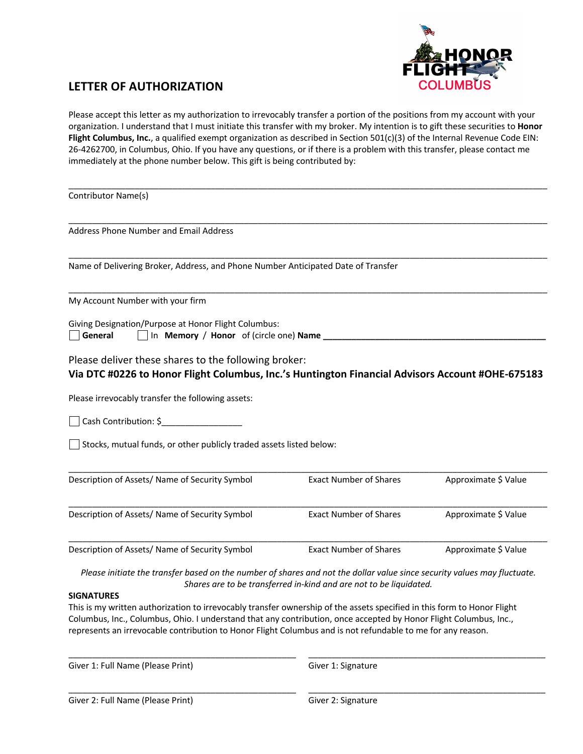## LETTER OF AUTHORIZATION

Please accept this letter as my authorization to irrevocably transfer a portion of the positions from my account with your organization. I understand that I must initiate this transfer with my broker. My intention is to gift these securities to **Honor Flight Columbus, Inc.**, a qualified exempt organization as described in Section 501(c)(3) of the Internal Revenue Code EIN: 26-4262700, in Columbus, Ohio. If you have any questions, or if there is a problem with this transfer, please contact me immediately at the phone number below. This gift is being contributed by:

\_\_\_\_\_\_\_\_\_\_\_\_\_\_\_\_\_\_\_\_\_\_\_\_\_\_\_\_\_\_\_\_\_\_\_\_\_\_\_\_\_\_\_\_\_\_\_\_\_\_\_\_\_\_\_\_\_\_\_\_\_\_\_\_\_\_\_\_\_\_
Contributor Name(s)

\_\_\_\_\_\_\_\_\_\_\_\_\_\_\_\_\_\_\_\_\_\_\_\_\_\_\_\_\_\_\_\_\_\_\_\_\_\_\_\_\_\_\_\_\_\_\_\_\_\_\_\_\_\_\_\_\_\_\_\_\_\_\_\_\_\_\_\_\_\_
Address Phone Number and Email Address

\_\_\_\_\_\_\_\_\_\_\_\_\_\_\_\_\_\_\_\_\_\_\_\_\_\_\_\_\_\_\_\_\_\_\_\_\_\_\_\_\_\_\_\_\_\_\_\_\_\_\_\_\_\_\_\_\_\_\_\_\_\_\_\_\_\_\_\_\_\_
Name of Delivering Broker, Address, and Phone Number Anticipated Date of Transfer

\_\_\_\_\_\_\_\_\_\_\_\_\_\_\_\_\_\_\_\_\_\_\_\_\_\_\_\_\_\_\_\_\_\_\_\_\_\_\_\_\_\_\_\_\_\_\_\_\_\_\_\_\_\_\_\_\_\_\_\_\_\_\_\_\_\_\_\_\_\_
My Account Number with your firm

Giving Designation/Purpose at Honor Flight Columbus:
☐ **General** ☐ In **Memory** / **Honor** of (circle one) **Name \_\_\_\_\_\_\_\_\_\_\_\_\_\_\_\_\_\_\_\_\_\_\_\_\_\_\_\_\_\_\_\_\_\_\_\_\_\_\_\_**

Please deliver these shares to the following broker:
**Via DTC #0226 to Honor Flight Columbus, Inc.'s Huntington Financial Advisors Account #OHE-675183**

Please irrevocably transfer the following assets:

☐ Cash Contribution: $\_\_\_\_\_\_\_\_\_\_\_\_\_\_\_\_\_

☐ Stocks, mutual funds, or other publicly traded assets listed below:

| Description of Assets/ Name of Security Symbol | Exact Number of Shares | Approximate $ Value |
|---|---|---|
| | | |
| Description of Assets/ Name of Security Symbol | Exact Number of Shares | Approximate $ Value |
| | | |
| Description of Assets/ Name of Security Symbol | Exact Number of Shares | Approximate $ Value |

*Please initiate the transfer based on the number of shares and not the dollar value since security values may fluctuate. Shares are to be transferred in-kind and are not to be liquidated.*

**SIGNATURES**

This is my written authorization to irrevocably transfer ownership of the assets specified in this form to Honor Flight Columbus, Inc., Columbus, Ohio. I understand that any contribution, once accepted by Honor Flight Columbus, Inc., represents an irrevocable contribution to Honor Flight Columbus and is not refundable to me for any reason.

| | |
|---|---|
| \_\_\_\_\_\_\_\_\_\_\_\_\_\_\_\_\_\_\_\_\_\_\_\_\_\_\_\_ | \_\_\_\_\_\_\_\_\_\_\_\_\_\_\_\_\_\_\_\_\_\_\_\_\_\_\_\_ |
| Giver 1: Full Name (Please Print) | Giver 1: Signature |
| \_\_\_\_\_\_\_\_\_\_\_\_\_\_\_\_\_\_\_\_\_\_\_\_\_\_\_\_ | \_\_\_\_\_\_\_\_\_\_\_\_\_\_\_\_\_\_\_\_\_\_\_\_\_\_\_\_ |
| Giver 2: Full Name (Please Print) | Giver 2: Signature |